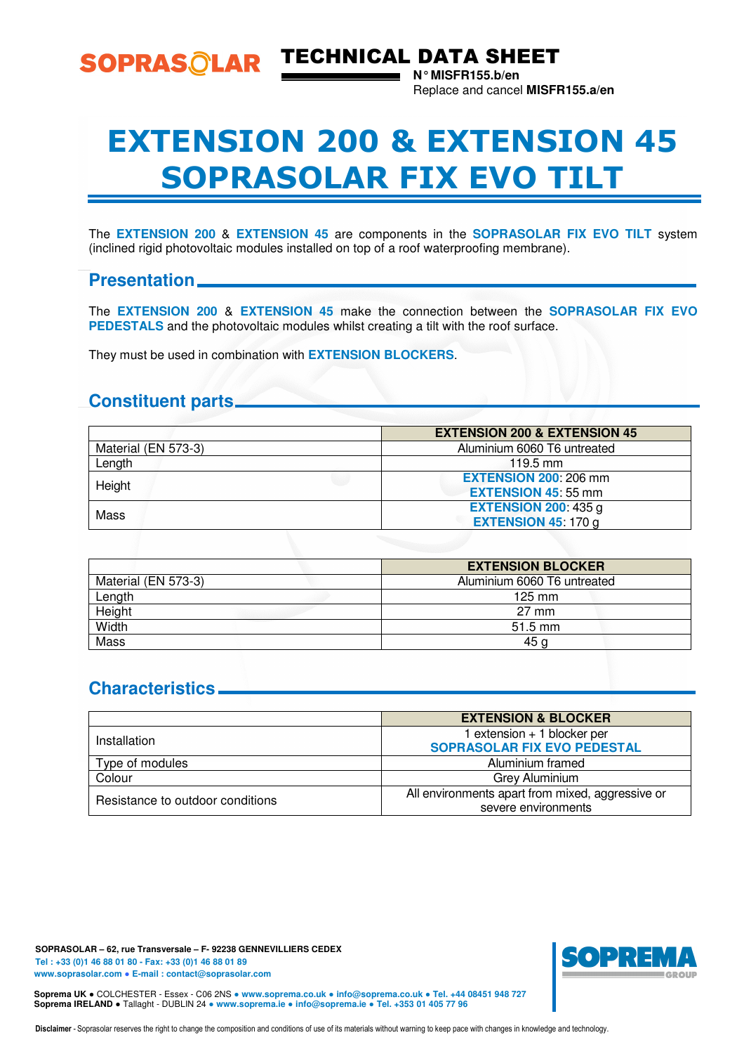SOPRASOLAR

# TECHNICAL DATA SHEET

**N° MISFR155.b/en**
Replace and cancel **MISFR155.a/en**

# EXTENSION 200 & EXTENSION 45 SOPRASOLAR FIX EVO TILT

The **EXTENSION 200** & **EXTENSION 45** are components in the **SOPRASOLAR FIX EVO TILT** system (inclined rigid photovoltaic modules installed on top of a roof waterproofing membrane).

## Presentation

The **EXTENSION 200** & **EXTENSION 45** make the connection between the **SOPRASOLAR FIX EVO PEDESTALS** and the photovoltaic modules whilst creating a tilt with the roof surface.

They must be used in combination with **EXTENSION BLOCKERS**.

## Constituent parts

| | EXTENSION 200 & EXTENSION 45 |
|---|---|
| Material (EN 573-3) | Aluminium 6060 T6 untreated |
| Length | 119.5 mm |
| Height | **EXTENSION 200**: 206 mm<br>**EXTENSION 45**: 55 mm |
| Mass | **EXTENSION 200**: 435 g<br>**EXTENSION 45**: 170 g |

| | EXTENSION BLOCKER |
|---|---|
| Material (EN 573-3) | Aluminium 6060 T6 untreated |
| Length | 125 mm |
| Height | 27 mm |
| Width | 51.5 mm |
| Mass | 45 g |

## Characteristics

| | EXTENSION & BLOCKER |
|---|---|
| Installation | 1 extension + 1 blocker per **SOPRASOLAR FIX EVO PEDESTAL** |
| Type of modules | Aluminium framed |
| Colour | Grey Aluminium |
| Resistance to outdoor conditions | All environments apart from mixed, aggressive or severe environments |

**SOPRASOLAR – 62, rue Transversale – F- 92238 GENNEVILLIERS CEDEX**
Tel : +33 (0)1 46 88 01 80 - Fax: +33 (0)1 46 88 01 89
www.soprasolar.com • E-mail : contact@soprasolar.com

**Soprema UK** • COLCHESTER - Essex - C06 2NS • www.soprema.co.uk • info@soprema.co.uk • Tel. +44 08451 948 727
**Soprema IRELAND** • Tallaght - DUBLIN 24 • www.soprema.ie • info@soprema.ie • Tel. +353 01 405 77 96

SOPREMA GROUP

**Disclaimer** - Soprasolar reserves the right to change the composition and conditions of use of its materials without warning to keep pace with changes in knowledge and technology.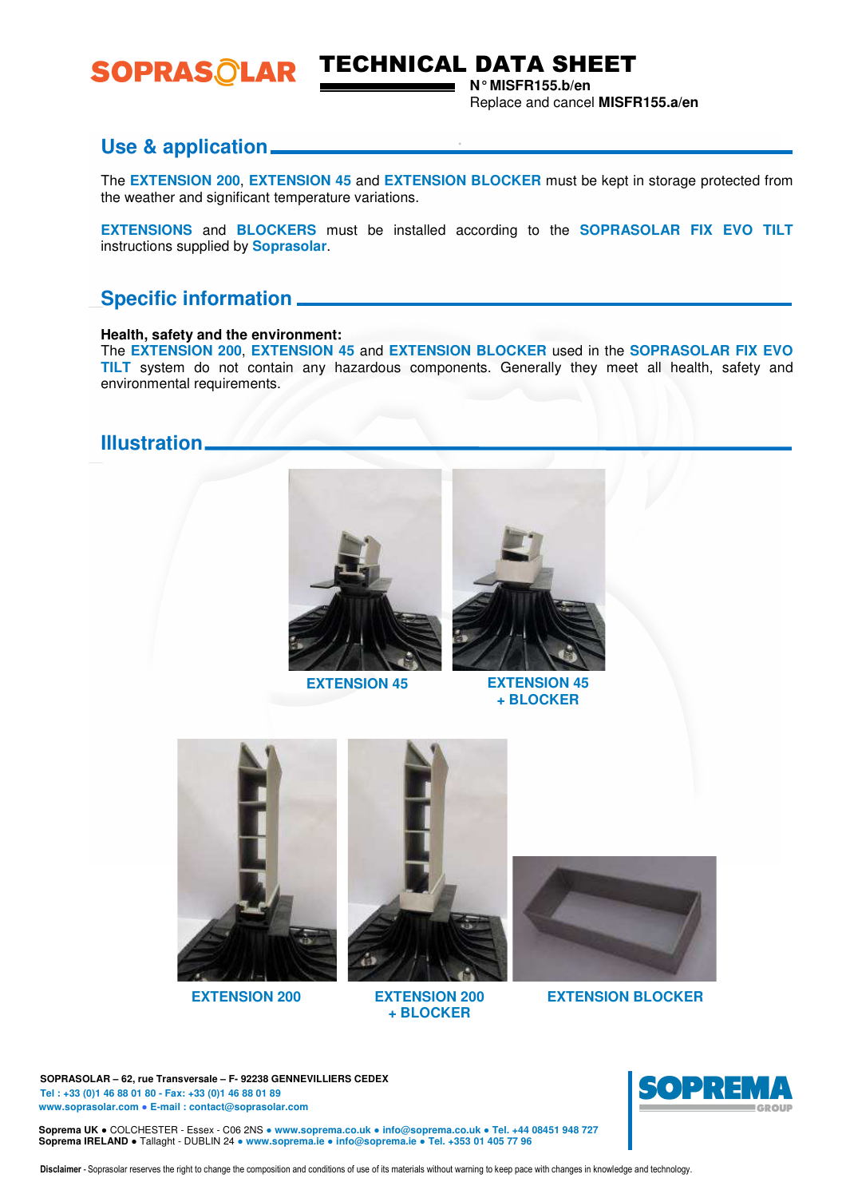# TECHNICAL DATA SHEET

**N° MISFR155.b/en**
Replace and cancel **MISFR155.a/en**

## Use & application

The **EXTENSION 200**, **EXTENSION 45** and **EXTENSION BLOCKER** must be kept in storage protected from the weather and significant temperature variations.

**EXTENSIONS** and **BLOCKERS** must be installed according to the **SOPRASOLAR FIX EVO TILT** instructions supplied by **Soprasolar**.

## Specific information

**Health, safety and the environment:**
The **EXTENSION 200**, **EXTENSION 45** and **EXTENSION BLOCKER** used in the **SOPRASOLAR FIX EVO TILT** system do not contain any hazardous components. Generally they meet all health, safety and environmental requirements.

## Illustration

EXTENSION 45

EXTENSION 45 + BLOCKER

EXTENSION 200

EXTENSION 200 + BLOCKER

EXTENSION BLOCKER

**SOPRASOLAR – 62, rue Transversale – F- 92238 GENNEVILLIERS CEDEX**
Tel : +33 (0)1 46 88 01 80 - Fax: +33 (0)1 46 88 01 89
www.soprasolar.com ● E-mail : contact@soprasolar.com

**Soprema UK** ● COLCHESTER - Essex - C06 2NS ● www.soprema.co.uk ● info@soprema.co.uk ● Tel. +44 08451 948 727
**Soprema IRELAND** ● Tallaght - DUBLIN 24 ● www.soprema.ie ● info@soprema.ie ● Tel. +353 01 405 77 96

**Disclaimer** - Soprasolar reserves the right to change the composition and conditions of use of its materials without warning to keep pace with changes in knowledge and technology.